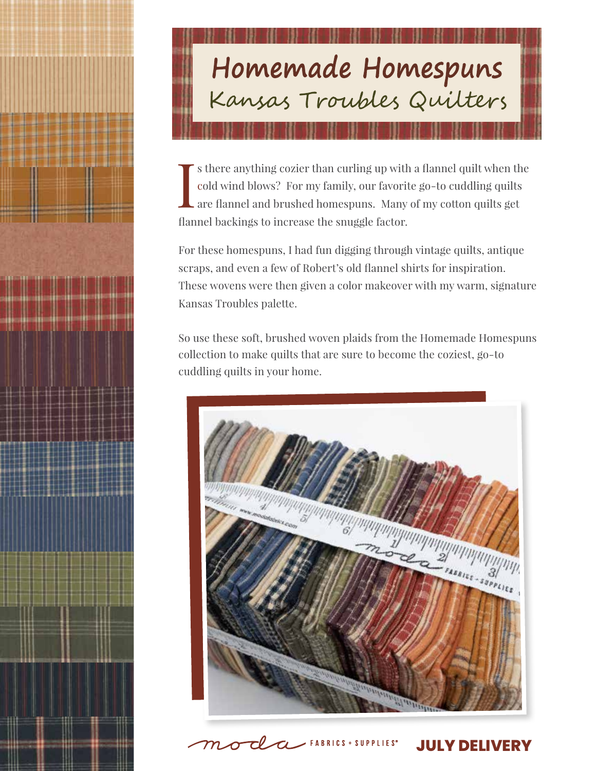# Homemade Homespuns

## Kansas Troubles Quilters

Is there anything cozier than curling up with a flannel quilt when the cold wind blows? For my family, our favorite go-to cuddling quilts are flannel and brushed homespuns. Many of my cotton quilts get flannel backings to increase the snuggle factor.

For these homespuns, I had fun digging through vintage quilts, antique scraps, and even a few of Robert's old flannel shirts for inspiration. These wovens were then given a color makeover with my warm, signature Kansas Troubles palette.

So use these soft, brushed woven plaids from the Homemade Homespuns collection to make quilts that are sure to become the coziest, go-to cuddling quilts in your home.

moda FABRICS + SUPPLIES®

**JULY DELIVERY**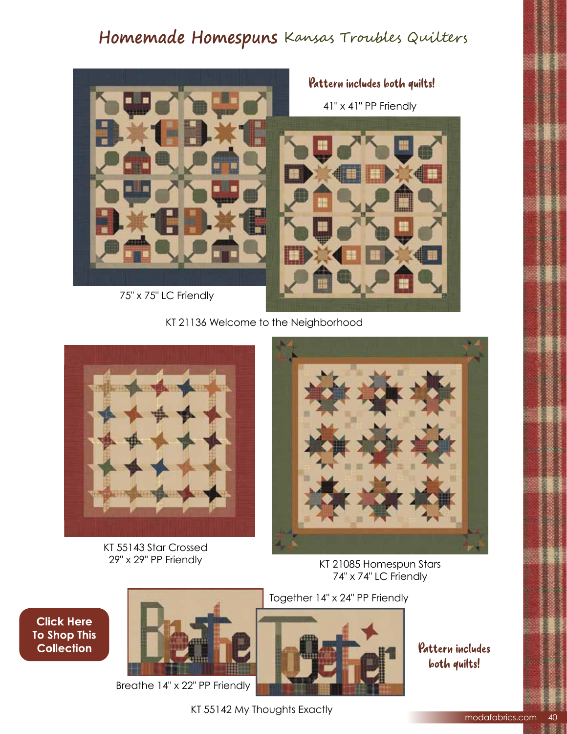# Homemade Homespuns Kansas Troubles Quilters

Pattern includes both quilts!

41" x 41" PP Friendly

75" x 75" LC Friendly

KT 21136 Welcome to the Neighborhood

KT 55143 Star Crossed
29" x 29" PP Friendly

KT 21085 Homespun Stars
74" x 74" LC Friendly

Click Here To Shop This Collection

Together 14" x 24" PP Friendly

Pattern includes both quilts!

Breathe 14" x 22" PP Friendly

KT 55142 My Thoughts Exactly

modafabrics.com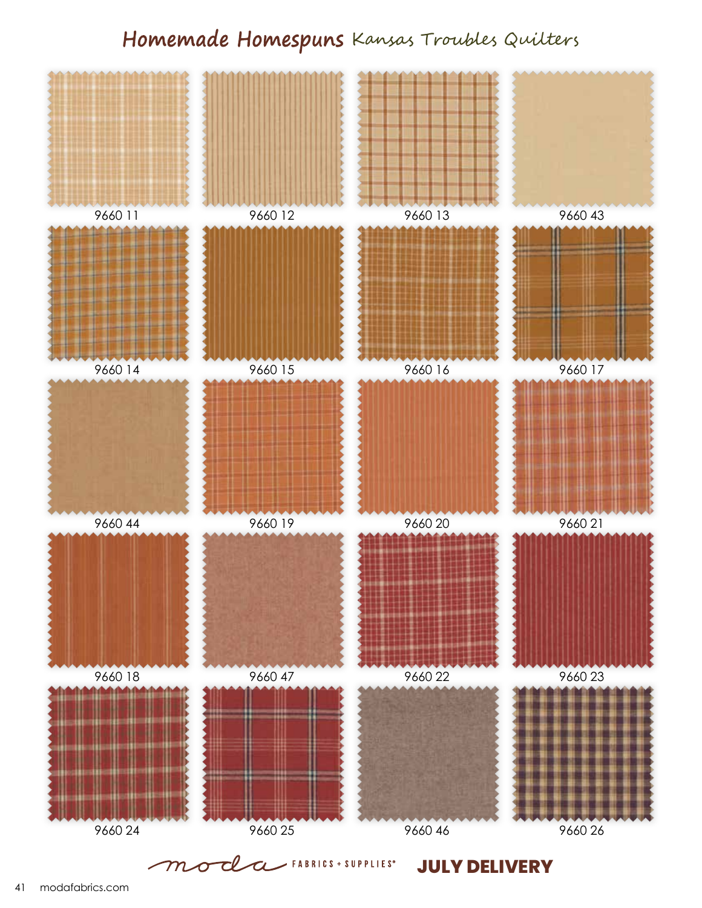# Homemade Homespuns Kansas Troubles Quilters

9660 11

9660 12

9660 13

9660 43

9660 14

9660 15

9660 16

9660 17

9660 44

9660 19

9660 20

9660 21

9660 18

9660 47

9660 22

9660 23

9660 24

9660 25

9660 46

9660 26

moda FABRICS + SUPPLIES®

**JULY DELIVERY**

modafabrics.com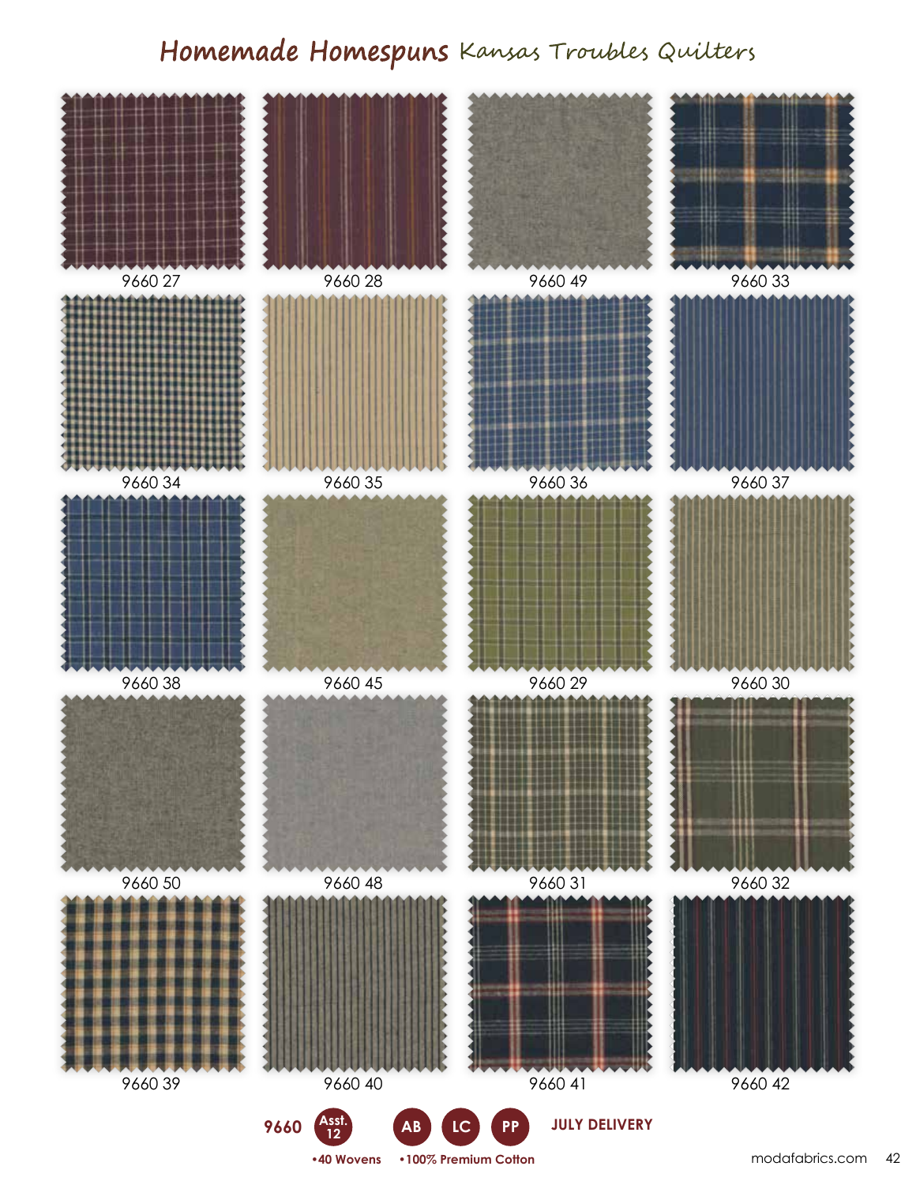# Homemade Homespuns Kansas Troubles Quilters

9660 27

9660 28

9660 49

9660 33

9660 34

9660 35

9660 36

9660 37

9660 38

9660 45

9660 29

9660 30

9660 50

9660 48

9660 31

9660 32

9660 39

9660 40

9660 41

9660 42

**9660** **Asst. 12** **AB** **LC** **PP** **JULY DELIVERY**

**•40 Wovens** **•100% Premium Cotton**

modafabrics.com